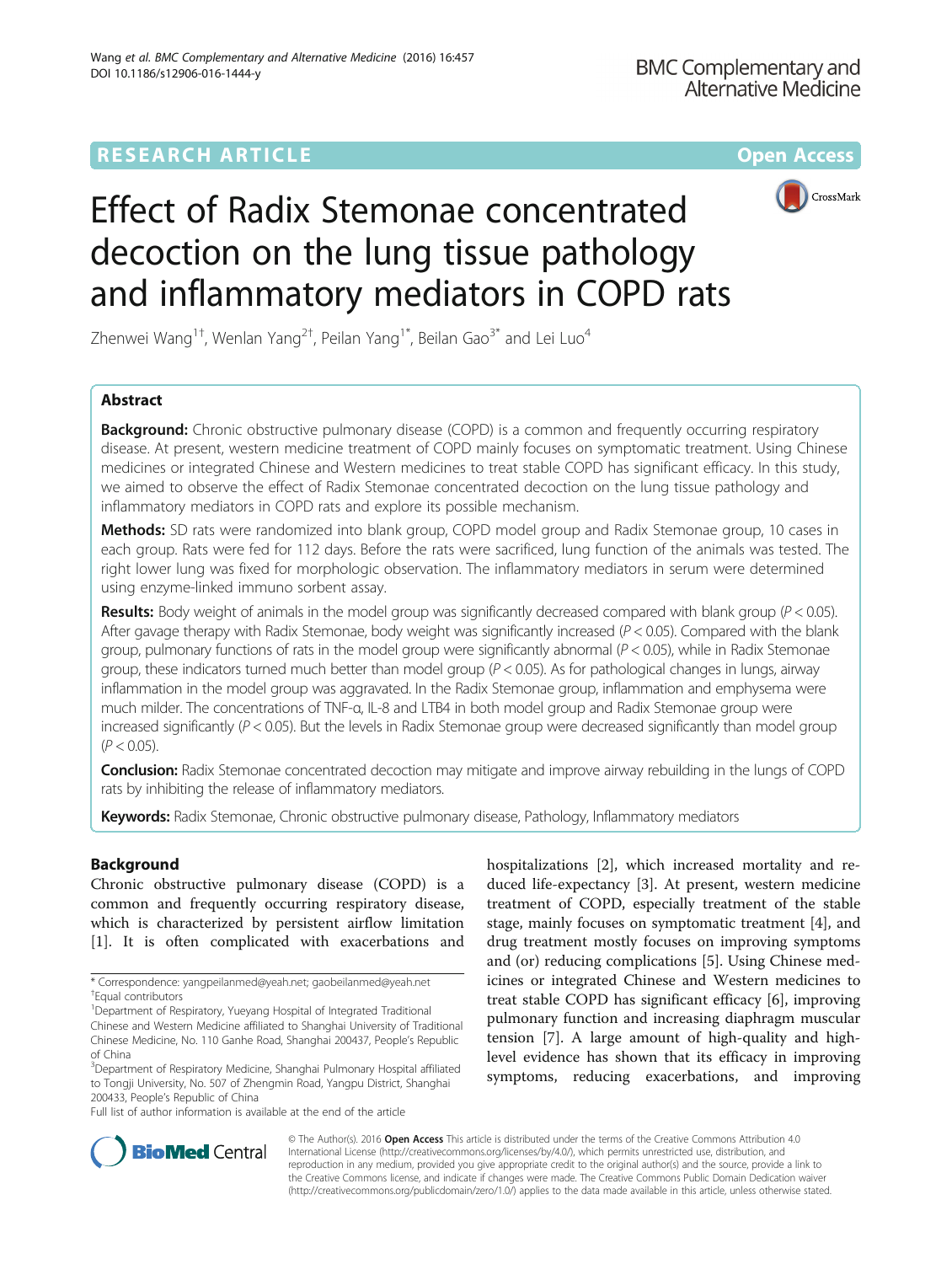RESEARCH ARTICLE

Open Access

# Effect of Radix Stemonae concentrated decoction on the lung tissue pathology and inflammatory mediators in COPD rats

Zhenwei Wang[1†], Wenlan Yang[2†], Peilan Yang[1*], Beilan Gao[3*] and Lei Luo[4]

## Abstract

**Background:** Chronic obstructive pulmonary disease (COPD) is a common and frequently occurring respiratory disease. At present, western medicine treatment of COPD mainly focuses on symptomatic treatment. Using Chinese medicines or integrated Chinese and Western medicines to treat stable COPD has significant efficacy. In this study, we aimed to observe the effect of Radix Stemonae concentrated decoction on the lung tissue pathology and inflammatory mediators in COPD rats and explore its possible mechanism.

**Methods:** SD rats were randomized into blank group, COPD model group and Radix Stemonae group, 10 cases in each group. Rats were fed for 112 days. Before the rats were sacrificed, lung function of the animals was tested. The right lower lung was fixed for morphologic observation. The inflammatory mediators in serum were determined using enzyme-linked immuno sorbent assay.

**Results:** Body weight of animals in the model group was significantly decreased compared with blank group ($P < 0.05$). After gavage therapy with Radix Stemonae, body weight was significantly increased ($P < 0.05$). Compared with the blank group, pulmonary functions of rats in the model group were significantly abnormal ($P < 0.05$), while in Radix Stemonae group, these indicators turned much better than model group ($P < 0.05$). As for pathological changes in lungs, airway inflammation in the model group was aggravated. In the Radix Stemonae group, inflammation and emphysema were much milder. The concentrations of TNF-α, IL-8 and LTB4 in both model group and Radix Stemonae group were increased significantly ($P < 0.05$). But the levels in Radix Stemonae group were decreased significantly than model group ($P < 0.05$).

**Conclusion:** Radix Stemonae concentrated decoction may mitigate and improve airway rebuilding in the lungs of COPD rats by inhibiting the release of inflammatory mediators.

**Keywords:** Radix Stemonae, Chronic obstructive pulmonary disease, Pathology, Inflammatory mediators

## Background

Chronic obstructive pulmonary disease (COPD) is a common and frequently occurring respiratory disease, which is characterized by persistent airflow limitation [1]. It is often complicated with exacerbations and hospitalizations [2], which increased mortality and reduced life-expectancy [3]. At present, western medicine treatment of COPD, especially treatment of the stable stage, mainly focuses on symptomatic treatment [4], and drug treatment mostly focuses on improving symptoms and (or) reducing complications [5]. Using Chinese medicines or integrated Chinese and Western medicines to treat stable COPD has significant efficacy [6], improving pulmonary function and increasing diaphragm muscular tension [7]. A large amount of high-quality and high-level evidence has shown that its efficacy in improving symptoms, reducing exacerbations, and improving

\* Correspondence: yangpeilanmed@yeah.net; gaobeilanmed@yeah.net
†Equal contributors
[1]Department of Respiratory, Yueyang Hospital of Integrated Traditional Chinese and Western Medicine affiliated to Shanghai University of Traditional Chinese Medicine, No. 110 Ganhe Road, Shanghai 200437, People's Republic of China
[3]Department of Respiratory Medicine, Shanghai Pulmonary Hospital affiliated to Tongji University, No. 507 of Zhengmin Road, Yangpu District, Shanghai 200433, People's Republic of China
Full list of author information is available at the end of the article

© The Author(s). 2016 **Open Access** This article is distributed under the terms of the Creative Commons Attribution 4.0 International License (http://creativecommons.org/licenses/by/4.0/), which permits unrestricted use, distribution, and reproduction in any medium, provided you give appropriate credit to the original author(s) and the source, provide a link to the Creative Commons license, and indicate if changes were made. The Creative Commons Public Domain Dedication waiver (http://creativecommons.org/publicdomain/zero/1.0/) applies to the data made available in this article, unless otherwise stated.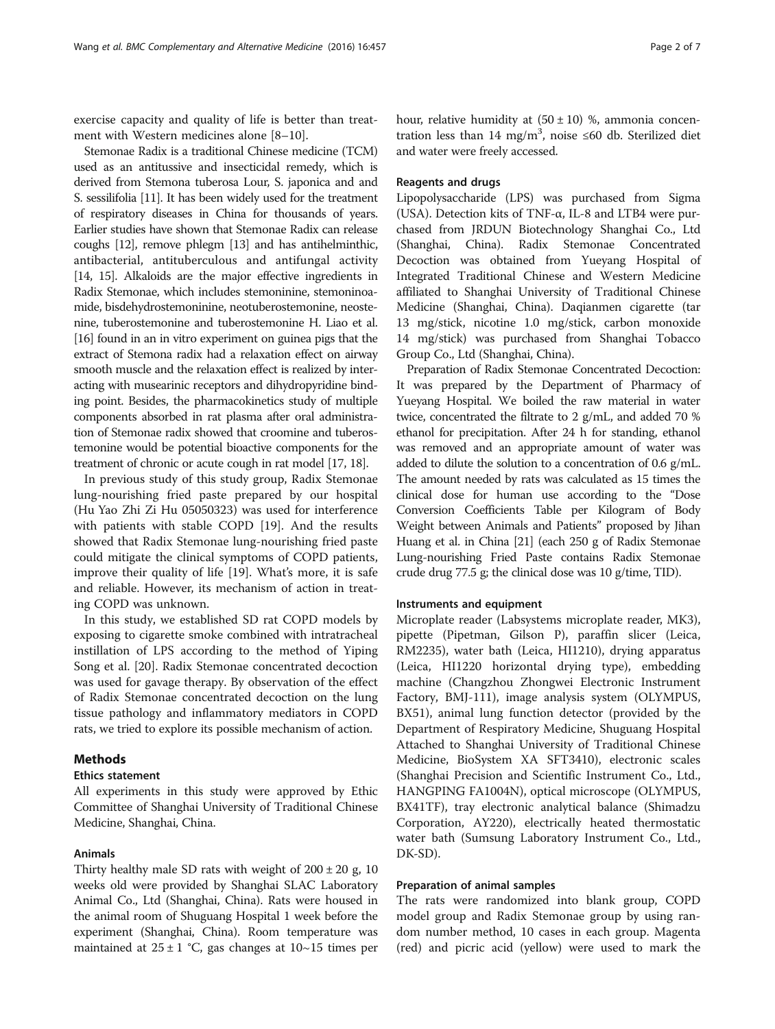exercise capacity and quality of life is better than treatment with Western medicines alone [8–10].

Stemonae Radix is a traditional Chinese medicine (TCM) used as an antitussive and insecticidal remedy, which is derived from Stemona tuberosa Lour, S. japonica and and S. sessilifolia [11]. It has been widely used for the treatment of respiratory diseases in China for thousands of years. Earlier studies have shown that Stemonae Radix can release coughs [12], remove phlegm [13] and has antihelminthic, antibacterial, antituberculous and antifungal activity [14, 15]. Alkaloids are the major effective ingredients in Radix Stemonae, which includes stemoninine, stemoninoamide, bisdehydrostemoninine, neotuberostemonine, neostenine, tuberostemonine and tuberostemonine H. Liao et al. [16] found in an in vitro experiment on guinea pigs that the extract of Stemona radix had a relaxation effect on airway smooth muscle and the relaxation effect is realized by interacting with musearinic receptors and dihydropyridine binding point. Besides, the pharmacokinetics study of multiple components absorbed in rat plasma after oral administration of Stemonae radix showed that croomine and tuberostemonine would be potential bioactive components for the treatment of chronic or acute cough in rat model [17, 18].

In previous study of this study group, Radix Stemonae lung-nourishing fried paste prepared by our hospital (Hu Yao Zhi Zi Hu 05050323) was used for interference with patients with stable COPD [19]. And the results showed that Radix Stemonae lung-nourishing fried paste could mitigate the clinical symptoms of COPD patients, improve their quality of life [19]. What's more, it is safe and reliable. However, its mechanism of action in treating COPD was unknown.

In this study, we established SD rat COPD models by exposing to cigarette smoke combined with intratracheal instillation of LPS according to the method of Yiping Song et al. [20]. Radix Stemonae concentrated decoction was used for gavage therapy. By observation of the effect of Radix Stemonae concentrated decoction on the lung tissue pathology and inflammatory mediators in COPD rats, we tried to explore its possible mechanism of action.

## Methods

### Ethics statement

All experiments in this study were approved by Ethic Committee of Shanghai University of Traditional Chinese Medicine, Shanghai, China.

### Animals

Thirty healthy male SD rats with weight of $200 \pm 20$ g, 10 weeks old were provided by Shanghai SLAC Laboratory Animal Co., Ltd (Shanghai, China). Rats were housed in the animal room of Shuguang Hospital 1 week before the experiment (Shanghai, China). Room temperature was maintained at $25 \pm 1$ °C, gas changes at 10~15 times per hour, relative humidity at $(50 \pm 10)$ %, ammonia concentration less than 14 mg/m$^3$, noise ≤60 db. Sterilized diet and water were freely accessed.

### Reagents and drugs

Lipopolysaccharide (LPS) was purchased from Sigma (USA). Detection kits of TNF-α, IL-8 and LTB4 were purchased from JRDUN Biotechnology Shanghai Co., Ltd (Shanghai, China). Radix Stemonae Concentrated Decoction was obtained from Yueyang Hospital of Integrated Traditional Chinese and Western Medicine affiliated to Shanghai University of Traditional Chinese Medicine (Shanghai, China). Daqianmen cigarette (tar 13 mg/stick, nicotine 1.0 mg/stick, carbon monoxide 14 mg/stick) was purchased from Shanghai Tobacco Group Co., Ltd (Shanghai, China).

Preparation of Radix Stemonae Concentrated Decoction: It was prepared by the Department of Pharmacy of Yueyang Hospital. We boiled the raw material in water twice, concentrated the filtrate to 2 g/mL, and added 70 % ethanol for precipitation. After 24 h for standing, ethanol was removed and an appropriate amount of water was added to dilute the solution to a concentration of 0.6 g/mL. The amount needed by rats was calculated as 15 times the clinical dose for human use according to the "Dose Conversion Coefficients Table per Kilogram of Body Weight between Animals and Patients" proposed by Jihan Huang et al. in China [21] (each 250 g of Radix Stemonae Lung-nourishing Fried Paste contains Radix Stemonae crude drug 77.5 g; the clinical dose was 10 g/time, TID).

### Instruments and equipment

Microplate reader (Labsystems microplate reader, MK3), pipette (Pipetman, Gilson P), paraffin slicer (Leica, RM2235), water bath (Leica, HI1210), drying apparatus (Leica, HI1220 horizontal drying type), embedding machine (Changzhou Zhongwei Electronic Instrument Factory, BMJ-111), image analysis system (OLYMPUS, BX51), animal lung function detector (provided by the Department of Respiratory Medicine, Shuguang Hospital Attached to Shanghai University of Traditional Chinese Medicine, BioSystem XA SFT3410), electronic scales (Shanghai Precision and Scientific Instrument Co., Ltd., HANGPING FA1004N), optical microscope (OLYMPUS, BX41TF), tray electronic analytical balance (Shimadzu Corporation, AY220), electrically heated thermostatic water bath (Sumsung Laboratory Instrument Co., Ltd., DK-SD).

### Preparation of animal samples

The rats were randomized into blank group, COPD model group and Radix Stemonae group by using random number method, 10 cases in each group. Magenta (red) and picric acid (yellow) were used to mark the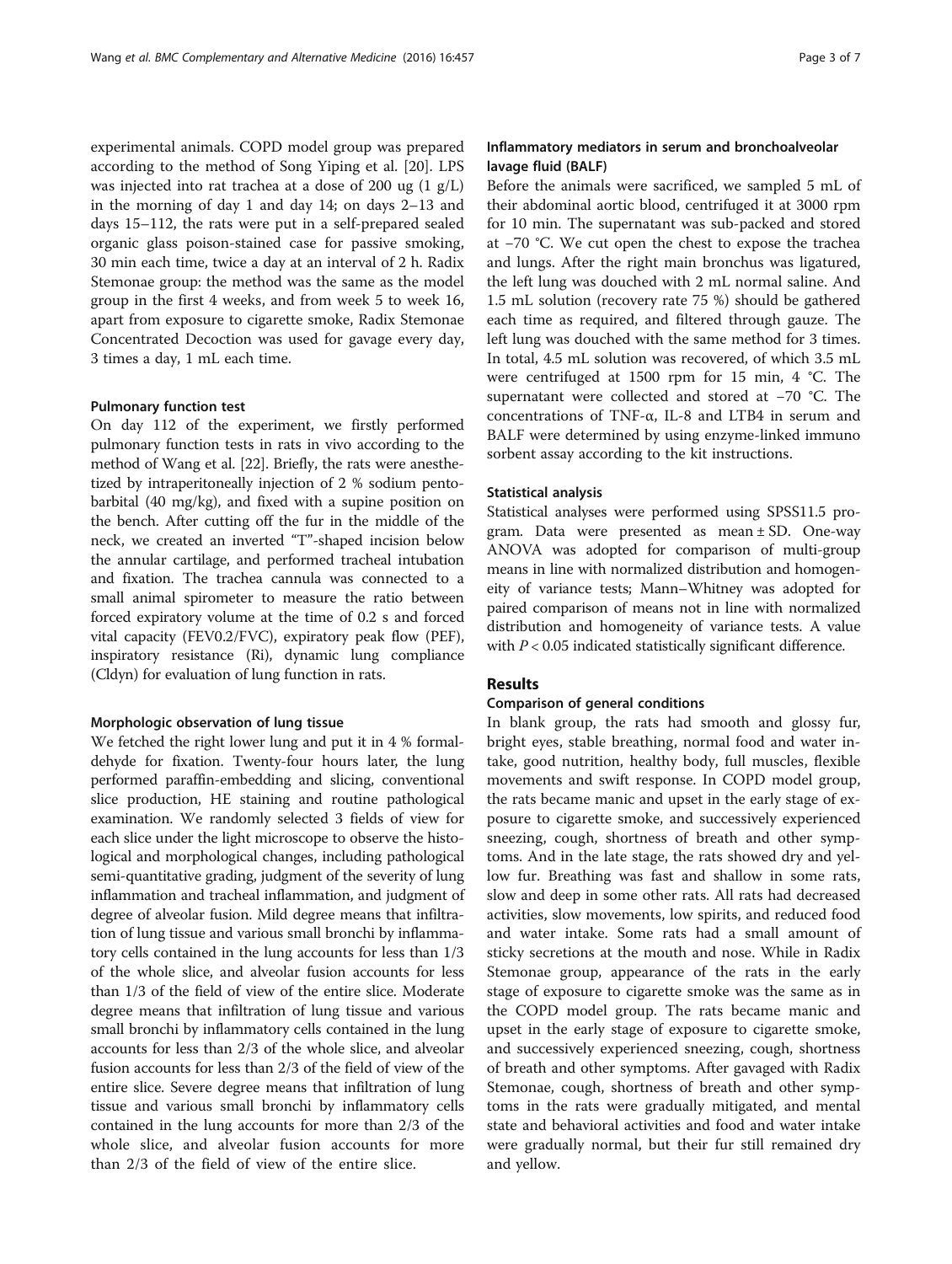experimental animals. COPD model group was prepared according to the method of Song Yiping et al. [20]. LPS was injected into rat trachea at a dose of 200 ug (1 g/L) in the morning of day 1 and day 14; on days 2–13 and days 15–112, the rats were put in a self-prepared sealed organic glass poison-stained case for passive smoking, 30 min each time, twice a day at an interval of 2 h. Radix Stemonae group: the method was the same as the model group in the first 4 weeks, and from week 5 to week 16, apart from exposure to cigarette smoke, Radix Stemonae Concentrated Decoction was used for gavage every day, 3 times a day, 1 mL each time.

#### Pulmonary function test

On day 112 of the experiment, we firstly performed pulmonary function tests in rats in vivo according to the method of Wang et al. [22]. Briefly, the rats were anesthetized by intraperitoneally injection of 2 % sodium pentobarbital (40 mg/kg), and fixed with a supine position on the bench. After cutting off the fur in the middle of the neck, we created an inverted "T"-shaped incision below the annular cartilage, and performed tracheal intubation and fixation. The trachea cannula was connected to a small animal spirometer to measure the ratio between forced expiratory volume at the time of 0.2 s and forced vital capacity (FEV0.2/FVC), expiratory peak flow (PEF), inspiratory resistance (Ri), dynamic lung compliance (Cldyn) for evaluation of lung function in rats.

#### Morphologic observation of lung tissue

We fetched the right lower lung and put it in 4 % formaldehyde for fixation. Twenty-four hours later, the lung performed paraffin-embedding and slicing, conventional slice production, HE staining and routine pathological examination. We randomly selected 3 fields of view for each slice under the light microscope to observe the histological and morphological changes, including pathological semi-quantitative grading, judgment of the severity of lung inflammation and tracheal inflammation, and judgment of degree of alveolar fusion. Mild degree means that infiltration of lung tissue and various small bronchi by inflammatory cells contained in the lung accounts for less than 1/3 of the whole slice, and alveolar fusion accounts for less than 1/3 of the field of view of the entire slice. Moderate degree means that infiltration of lung tissue and various small bronchi by inflammatory cells contained in the lung accounts for less than 2/3 of the whole slice, and alveolar fusion accounts for less than 2/3 of the field of view of the entire slice. Severe degree means that infiltration of lung tissue and various small bronchi by inflammatory cells contained in the lung accounts for more than 2/3 of the whole slice, and alveolar fusion accounts for more than 2/3 of the field of view of the entire slice.

#### Inflammatory mediators in serum and bronchoalveolar lavage fluid (BALF)

Before the animals were sacrificed, we sampled 5 mL of their abdominal aortic blood, centrifuged it at 3000 rpm for 10 min. The supernatant was sub-packed and stored at −70 °C. We cut open the chest to expose the trachea and lungs. After the right main bronchus was ligatured, the left lung was douched with 2 mL normal saline. And 1.5 mL solution (recovery rate 75 %) should be gathered each time as required, and filtered through gauze. The left lung was douched with the same method for 3 times. In total, 4.5 mL solution was recovered, of which 3.5 mL were centrifuged at 1500 rpm for 15 min, 4 °C. The supernatant were collected and stored at −70 °C. The concentrations of TNF-α, IL-8 and LTB4 in serum and BALF were determined by using enzyme-linked immuno sorbent assay according to the kit instructions.

#### Statistical analysis

Statistical analyses were performed using SPSS11.5 program. Data were presented as mean ± SD. One-way ANOVA was adopted for comparison of multi-group means in line with normalized distribution and homogeneity of variance tests; Mann–Whitney was adopted for paired comparison of means not in line with normalized distribution and homogeneity of variance tests. A value with $P < 0.05$ indicated statistically significant difference.

## Results

### Comparison of general conditions

In blank group, the rats had smooth and glossy fur, bright eyes, stable breathing, normal food and water intake, good nutrition, healthy body, full muscles, flexible movements and swift response. In COPD model group, the rats became manic and upset in the early stage of exposure to cigarette smoke, and successively experienced sneezing, cough, shortness of breath and other symptoms. And in the late stage, the rats showed dry and yellow fur. Breathing was fast and shallow in some rats, slow and deep in some other rats. All rats had decreased activities, slow movements, low spirits, and reduced food and water intake. Some rats had a small amount of sticky secretions at the mouth and nose. While in Radix Stemonae group, appearance of the rats in the early stage of exposure to cigarette smoke was the same as in the COPD model group. The rats became manic and upset in the early stage of exposure to cigarette smoke, and successively experienced sneezing, cough, shortness of breath and other symptoms. After gavaged with Radix Stemonae, cough, shortness of breath and other symptoms in the rats were gradually mitigated, and mental state and behavioral activities and food and water intake were gradually normal, but their fur still remained dry and yellow.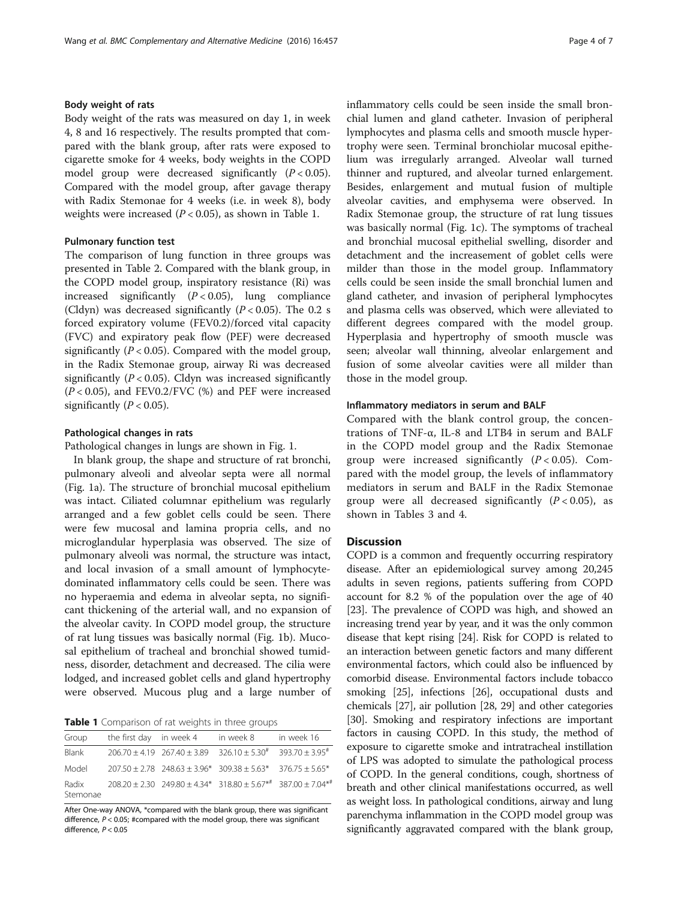### Body weight of rats

Body weight of the rats was measured on day 1, in week 4, 8 and 16 respectively. The results prompted that compared with the blank group, after rats were exposed to cigarette smoke for 4 weeks, body weights in the COPD model group were decreased significantly ($P < 0.05$). Compared with the model group, after gavage therapy with Radix Stemonae for 4 weeks (i.e. in week 8), body weights were increased ($P < 0.05$), as shown in Table 1.

### Pulmonary function test

The comparison of lung function in three groups was presented in Table 2. Compared with the blank group, in the COPD model group, inspiratory resistance (Ri) was increased significantly ($P < 0.05$), lung compliance (Cldyn) was decreased significantly ($P < 0.05$). The 0.2 s forced expiratory volume (FEV0.2)/forced vital capacity (FVC) and expiratory peak flow (PEF) were decreased significantly ($P < 0.05$). Compared with the model group, in the Radix Stemonae group, airway Ri was decreased significantly ($P < 0.05$). Cldyn was increased significantly ($P < 0.05$), and FEV0.2/FVC (%) and PEF were increased significantly ($P < 0.05$).

### Pathological changes in rats

Pathological changes in lungs are shown in Fig. 1.

In blank group, the shape and structure of rat bronchi, pulmonary alveoli and alveolar septa were all normal (Fig. 1a). The structure of bronchial mucosal epithelium was intact. Ciliated columnar epithelium was regularly arranged and a few goblet cells could be seen. There were few mucosal and lamina propria cells, and no microglandular hyperplasia was observed. The size of pulmonary alveoli was normal, the structure was intact, and local invasion of a small amount of lymphocyte-dominated inflammatory cells could be seen. There was no hyperaemia and edema in alveolar septa, no significant thickening of the arterial wall, and no expansion of the alveolar cavity. In COPD model group, the structure of rat lung tissues was basically normal (Fig. 1b). Mucosal epithelium of tracheal and bronchial showed tumidness, disorder, detachment and decreased. The cilia were lodged, and increased goblet cells and gland hypertrophy were observed. Mucous plug and a large number of inflammatory cells could be seen inside the small bronchial lumen and gland catheter. Invasion of peripheral lymphocytes and plasma cells and smooth muscle hypertrophy were seen. Terminal bronchiolar mucosal epithelium was irregularly arranged. Alveolar wall turned thinner and ruptured, and alveolar turned enlargement. Besides, enlargement and mutual fusion of multiple alveolar cavities, and emphysema were observed. In Radix Stemonae group, the structure of rat lung tissues was basically normal (Fig. 1c). The symptoms of tracheal and bronchial mucosal epithelial swelling, disorder and detachment and the increasement of goblet cells were milder than those in the model group. Inflammatory cells could be seen inside the small bronchial lumen and gland catheter, and invasion of peripheral lymphocytes and plasma cells was observed, which were alleviated to different degrees compared with the model group. Hyperplasia and hypertrophy of smooth muscle was seen; alveolar wall thinning, alveolar enlargement and fusion of some alveolar cavities were all milder than those in the model group.

**Table 1** Comparison of rat weights in three groups

| Group | the first day | in week 4 | in week 8 | in week 16 |
|---|---|---|---|---|
| Blank | 206.70 ± 4.19 | 267.40 ± 3.89 | 326.10 ± 5.30# | 393.70 ± 3.95# |
| Model | 207.50 ± 2.78 | 248.63 ± 3.96* | 309.38 ± 5.63* | 376.75 ± 5.65* |
| Radix Stemonae | 208.20 ± 2.30 | 249.80 ± 4.34* | 318.80 ± 5.67*# | 387.00 ± 7.04*# |

After One-way ANOVA, *compared with the blank group, there was significant difference, $P < 0.05$; #compared with the model group, there was significant difference, $P < 0.05$

### Inflammatory mediators in serum and BALF

Compared with the blank control group, the concentrations of TNF-α, IL-8 and LTB4 in serum and BALF in the COPD model group and the Radix Stemonae group were increased significantly ($P < 0.05$). Compared with the model group, the levels of inflammatory mediators in serum and BALF in the Radix Stemonae group were all decreased significantly ($P < 0.05$), as shown in Tables 3 and 4.

## Discussion

COPD is a common and frequently occurring respiratory disease. After an epidemiological survey among 20,245 adults in seven regions, patients suffering from COPD account for 8.2 % of the population over the age of 40 [23]. The prevalence of COPD was high, and showed an increasing trend year by year, and it was the only common disease that kept rising [24]. Risk for COPD is related to an interaction between genetic factors and many different environmental factors, which could also be influenced by comorbid disease. Environmental factors include tobacco smoking [25], infections [26], occupational dusts and chemicals [27], air pollution [28, 29] and other categories [30]. Smoking and respiratory infections are important factors in causing COPD. In this study, the method of exposure to cigarette smoke and intratracheal instillation of LPS was adopted to simulate the pathological process of COPD. In the general conditions, cough, shortness of breath and other clinical manifestations occurred, as well as weight loss. In pathological conditions, airway and lung parenchyma inflammation in the COPD model group was significantly aggravated compared with the blank group,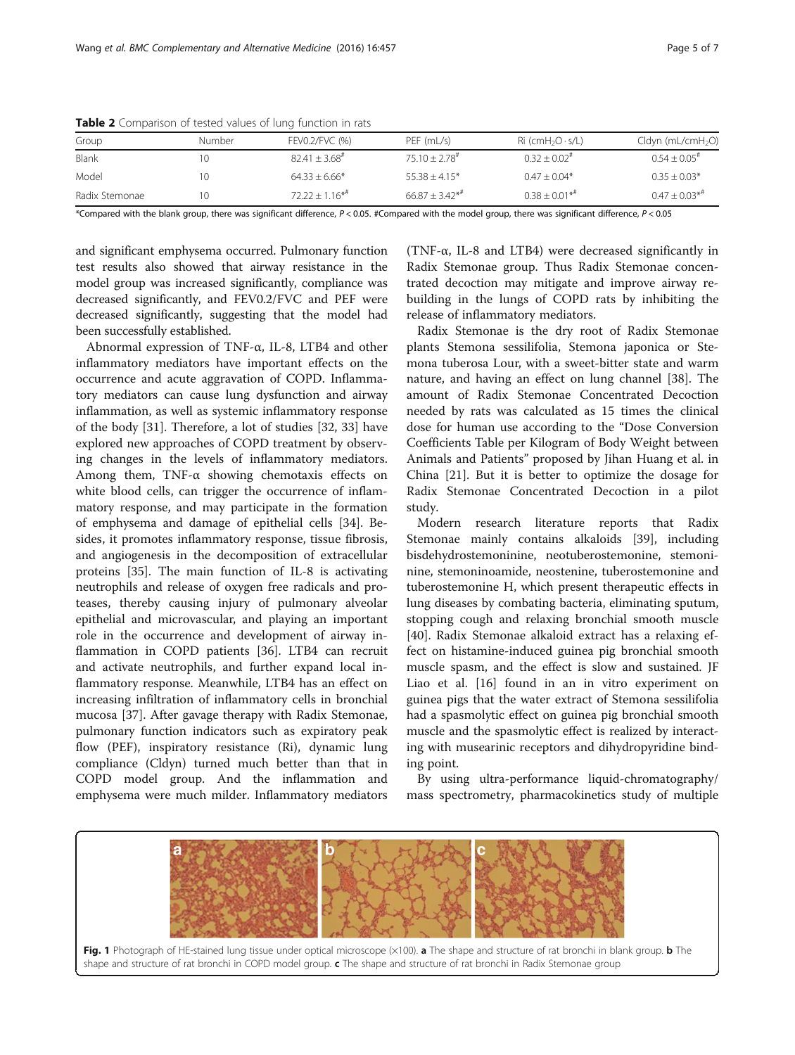**Table 2** Comparison of tested values of lung function in rats

| Group | Number | FEV0.2/FVC (%) | PEF (mL/s) | Ri ($cmH_2O \cdot s/L$) | Cldyn ($mL/cmH_2O$) |
|---|---|---|---|---|---|
| Blank | 10 | $82.41 \pm 3.68^{\#}$ | $75.10 \pm 2.78^{\#}$ | $0.32 \pm 0.02^{\#}$ | $0.54 \pm 0.05^{\#}$ |
| Model | 10 | $64.33 \pm 6.66^{*}$ | $55.38 \pm 4.15^{*}$ | $0.47 \pm 0.04^{*}$ | $0.35 \pm 0.03^{*}$ |
| Radix Stemonae | 10 | $72.22 \pm 1.16^{*\#}$ | $66.87 \pm 3.42^{*\#}$ | $0.38 \pm 0.01^{*\#}$ | $0.47 \pm 0.03^{*\#}$ |

*Compared with the blank group, there was significant difference, $P < 0.05$. #Compared with the model group, there was significant difference, $P < 0.05$

and significant emphysema occurred. Pulmonary function test results also showed that airway resistance in the model group was increased significantly, compliance was decreased significantly, and FEV0.2/FVC and PEF were decreased significantly, suggesting that the model had been successfully established.

Abnormal expression of TNF-α, IL-8, LTB4 and other inflammatory mediators have important effects on the occurrence and acute aggravation of COPD. Inflammatory mediators can cause lung dysfunction and airway inflammation, as well as systemic inflammatory response of the body [31]. Therefore, a lot of studies [32, 33] have explored new approaches of COPD treatment by observing changes in the levels of inflammatory mediators. Among them, TNF-α showing chemotaxis effects on white blood cells, can trigger the occurrence of inflammatory response, and may participate in the formation of emphysema and damage of epithelial cells [34]. Besides, it promotes inflammatory response, tissue fibrosis, and angiogenesis in the decomposition of extracellular proteins [35]. The main function of IL-8 is activating neutrophils and release of oxygen free radicals and proteases, thereby causing injury of pulmonary alveolar epithelial and microvascular, and playing an important role in the occurrence and development of airway inflammation in COPD patients [36]. LTB4 can recruit and activate neutrophils, and further expand local inflammatory response. Meanwhile, LTB4 has an effect on increasing infiltration of inflammatory cells in bronchial mucosa [37]. After gavage therapy with Radix Stemonae, pulmonary function indicators such as expiratory peak flow (PEF), inspiratory resistance (Ri), dynamic lung compliance (Cldyn) turned much better than that in COPD model group. And the inflammation and emphysema were much milder. Inflammatory mediators (TNF-α, IL-8 and LTB4) were decreased significantly in Radix Stemonae group. Thus Radix Stemonae concentrated decoction may mitigate and improve airway rebuilding in the lungs of COPD rats by inhibiting the release of inflammatory mediators.

Radix Stemonae is the dry root of Radix Stemonae plants Stemona sessilifolia, Stemona japonica or Stemona tuberosa Lour, with a sweet-bitter state and warm nature, and having an effect on lung channel [38]. The amount of Radix Stemonae Concentrated Decoction needed by rats was calculated as 15 times the clinical dose for human use according to the "Dose Conversion Coefficients Table per Kilogram of Body Weight between Animals and Patients" proposed by Jihan Huang et al. in China [21]. But it is better to optimize the dosage for Radix Stemonae Concentrated Decoction in a pilot study.

Modern research literature reports that Radix Stemonae mainly contains alkaloids [39], including bisdehydrostemoninine, neotuberostemonine, stemoninine, stemoninoamide, neostenine, tuberostemonine and tuberostemonine H, which present therapeutic effects in lung diseases by combating bacteria, eliminating sputum, stopping cough and relaxing bronchial smooth muscle [40]. Radix Stemonae alkaloid extract has a relaxing effect on histamine-induced guinea pig bronchial smooth muscle spasm, and the effect is slow and sustained. JF Liao et al. [16] found in an in vitro experiment on guinea pigs that the water extract of Stemona sessilifolia had a spasmolytic effect on guinea pig bronchial smooth muscle and the spasmolytic effect is realized by interacting with musearinic receptors and dihydropyridine binding point.

By using ultra-performance liquid-chromatography/mass spectrometry, pharmacokinetics study of multiple

**Fig. 1** Photograph of HE-stained lung tissue under optical microscope (×100). **a** The shape and structure of rat bronchi in blank group. **b** The shape and structure of rat bronchi in COPD model group. **c** The shape and structure of rat bronchi in Radix Stemonae group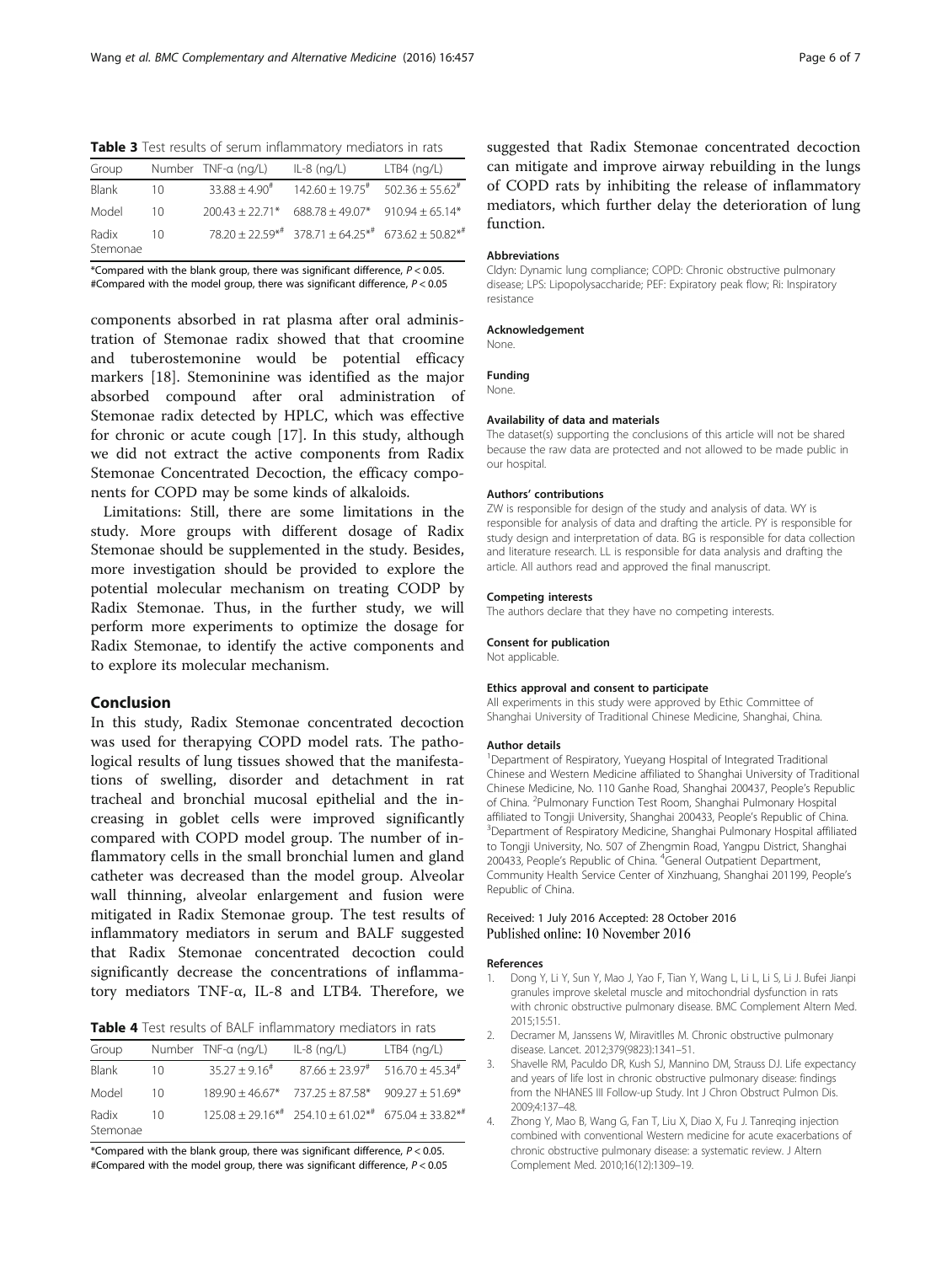**Table 3** Test results of serum inflammatory mediators in rats

| Group | Number | TNF-α (ng/L) | IL-8 (ng/L) | LTB4 (ng/L) |
|---|---|---|---|---|
| Blank | 10 | 33.88 ± 4.90[#] | 142.60 ± 19.75[#] | 502.36 ± 55.62[#] |
| Model | 10 | 200.43 ± 22.71* | 688.78 ± 49.07* | 910.94 ± 65.14* |
| Radix Stemonae | 10 | 78.20 ± 22.59*[#] | 378.71 ± 64.25*[#] | 673.62 ± 50.82*[#] |

*Compared with the blank group, there was significant difference, $P < 0.05$.
#Compared with the model group, there was significant difference, $P < 0.05$

components absorbed in rat plasma after oral administration of Stemonae radix showed that that croomine and tuberostemonine would be potential efficacy markers [18]. Stemoninine was identified as the major absorbed compound after oral administration of Stemonae radix detected by HPLC, which was effective for chronic or acute cough [17]. In this study, although we did not extract the active components from Radix Stemonae Concentrated Decoction, the efficacy components for COPD may be some kinds of alkaloids.

Limitations: Still, there are some limitations in the study. More groups with different dosage of Radix Stemonae should be supplemented in the study. Besides, more investigation should be provided to explore the potential molecular mechanism on treating CODP by Radix Stemonae. Thus, in the further study, we will perform more experiments to optimize the dosage for Radix Stemonae, to identify the active components and to explore its molecular mechanism.

## Conclusion

In this study, Radix Stemonae concentrated decoction was used for therapying COPD model rats. The pathological results of lung tissues showed that the manifestations of swelling, disorder and detachment in rat tracheal and bronchial mucosal epithelial and the increasing in goblet cells were improved significantly compared with COPD model group. The number of inflammatory cells in the small bronchial lumen and gland catheter was decreased than the model group. Alveolar wall thinning, alveolar enlargement and fusion were mitigated in Radix Stemonae group. The test results of inflammatory mediators in serum and BALF suggested that Radix Stemonae concentrated decoction could significantly decrease the concentrations of inflammatory mediators TNF-α, IL-8 and LTB4. Therefore, we suggested that Radix Stemonae concentrated decoction can mitigate and improve airway rebuilding in the lungs of COPD rats by inhibiting the release of inflammatory mediators, which further delay the deterioration of lung function.

**Table 4** Test results of BALF inflammatory mediators in rats

| Group | Number | TNF-α (ng/L) | IL-8 (ng/L) | LTB4 (ng/L) |
|---|---|---|---|---|
| Blank | 10 | 35.27 ± 9.16[#] | 87.66 ± 23.97[#] | 516.70 ± 45.34[#] |
| Model | 10 | 189.90 ± 46.67* | 737.25 ± 87.58* | 909.27 ± 51.69* |
| Radix Stemonae | 10 | 125.08 ± 29.16*[#] | 254.10 ± 61.02*[#] | 675.04 ± 33.82*[#] |

*Compared with the blank group, there was significant difference, $P < 0.05$.
#Compared with the model group, there was significant difference, $P < 0.05$

#### Abbreviations

Cldyn: Dynamic lung compliance; COPD: Chronic obstructive pulmonary disease; LPS: Lipopolysaccharide; PEF: Expiratory peak flow; Ri: Inspiratory resistance

#### Acknowledgement

None.

#### Funding

None.

#### Availability of data and materials

The dataset(s) supporting the conclusions of this article will not be shared because the raw data are protected and not allowed to be made public in our hospital.

#### Authors' contributions

ZW is responsible for design of the study and analysis of data. WY is responsible for analysis of data and drafting the article. PY is responsible for study design and interpretation of data. BG is responsible for data collection and literature research. LL is responsible for data analysis and drafting the article. All authors read and approved the final manuscript.

#### Competing interests

The authors declare that they have no competing interests.

#### Consent for publication

Not applicable.

#### Ethics approval and consent to participate

All experiments in this study were approved by Ethic Committee of Shanghai University of Traditional Chinese Medicine, Shanghai, China.

#### Author details

[1]Department of Respiratory, Yueyang Hospital of Integrated Traditional Chinese and Western Medicine affiliated to Shanghai University of Traditional Chinese Medicine, No. 110 Ganhe Road, Shanghai 200437, People's Republic of China. [2]Pulmonary Function Test Room, Shanghai Pulmonary Hospital affiliated to Tongji University, Shanghai 200433, People's Republic of China. [3]Department of Respiratory Medicine, Shanghai Pulmonary Hospital affiliated to Tongji University, No. 507 of Zhengmin Road, Yangpu District, Shanghai 200433, People's Republic of China. [4]General Outpatient Department, Community Health Service Center of Xinzhuang, Shanghai 201199, People's Republic of China.

Received: 1 July 2016 Accepted: 28 October 2016
Published online: 10 November 2016

#### References

1. Dong Y, Li Y, Sun Y, Mao J, Yao F, Tian Y, Wang L, Li L, Li S, Li J. Bufei Jianpi granules improve skeletal muscle and mitochondrial dysfunction in rats with chronic obstructive pulmonary disease. BMC Complement Altern Med. 2015;15:51.
2. Decramer M, Janssens W, Miravitlles M. Chronic obstructive pulmonary disease. Lancet. 2012;379(9823):1341–51.
3. Shavelle RM, Paculdo DR, Kush SJ, Mannino DM, Strauss DJ. Life expectancy and years of life lost in chronic obstructive pulmonary disease: findings from the NHANES III Follow-up Study. Int J Chron Obstruct Pulmon Dis. 2009;4:137–48.
4. Zhong Y, Mao B, Wang G, Fan T, Liu X, Diao X, Fu J. Tanreqing injection combined with conventional Western medicine for acute exacerbations of chronic obstructive pulmonary disease: a systematic review. J Altern Complement Med. 2010;16(12):1309–19.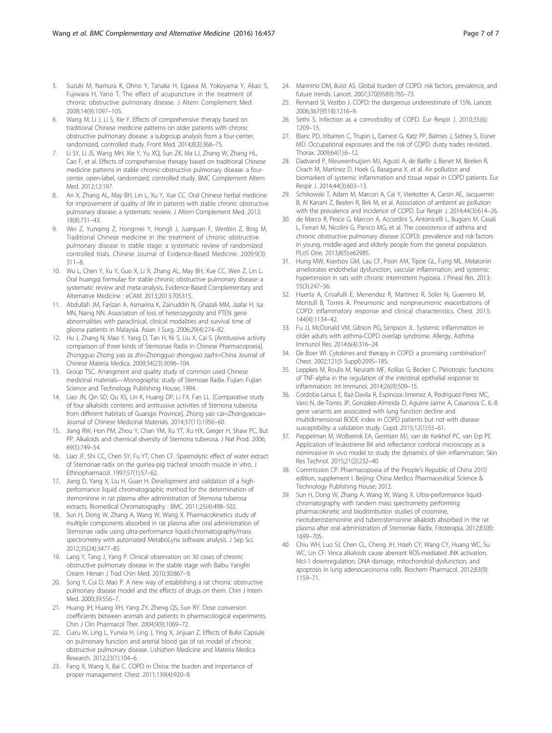5. Suzuki M, Namura K, Ohno Y, Tanaka H, Egawa M, Yokoyama Y, Akao S, Fujiwara H, Yano T. The effect of acupuncture in the treatment of chronic obstructive pulmonary disease. J Altern Complement Med. 2008;14(9):1097–105.
6. Wang M, Li J, Li S, Xie Y. Effects of comprehensive therapy based on traditional Chinese medicine patterns on older patients with chronic obstructive pulmonary disease: a subgroup analysis from a four-center, randomized, controlled study. Front Med. 2014;8(3):368–75.
7. Li SY, Li JS, Wang MH, Xie Y, Yu XQ, Sun ZK, Ma LJ, Zhang W, Zhang HL, Cao F, et al. Effects of comprehensive therapy based on traditional Chinese medicine patterns in stable chronic obstructive pulmonary disease: a four-center, open-label, randomized, controlled study. BMC Complement Altern Med. 2012;12:197.
8. An X, Zhang AL, May BH, Lin L, Xu Y, Xue CC. Oral Chinese herbal medicine for improvement of quality of life in patients with stable chronic obstructive pulmonary disease: a systematic review. J Altern Complement Med. 2012; 18(8):731–43.
9. Wei Z, Yunqing Z, Hongmei Y, Hongli J, Juanjuan F, Wenbin Z, Bing M. Traditional Chinese medicine in the treatment of chronic obstructive pulmonary disease in stable stage: a systematic review of randomized controlled trials. Chinese Journal of Evidence-Based Medicine. 2009;9(3): 311–8.
10. Wu L, Chen Y, Xu Y, Guo X, Li X, Zhang AL, May BH, Xue CC, Wen Z, Lin L. Oral huangqi formulae for stable chronic obstructive pulmonary disease: a systematic review and meta-analysis. Evidence-Based Complementary and Alternative Medicine : eCAM. 2013;2013:705315.
11. Abdullah JM, Farizan A, Asmarina K, Zainuddin N, Ghazali MM, Jaafar H, Isa MN, Naing NN. Association of loss of heterozygosity and PTEN gene abnormalities with paraclinical, clinical modalities and survival time of glioma patients in Malaysia. Asian J Surg. 2006;29(4):274–82.
12. Hu J, Zhang N, Mao Y, Yang D, Tan H, Ni S, Liu X, Cai S. [Antitussive activity comparison of three kinds of Stemonae Radix in Chinese Pharmacopoeia]. Zhongguo Zhong yao za zhi=Zhongguo zhongyao zazhi=China Journal of Chinese Materia Medica. 2009;34(23):3096–104.
13. Group TSC. Arrangment and quality study of common used Chinese medicinal materials––Monographic study of Stemoae Radix. Fujian: Fujian Science and Technology Publishing House; 1994.
14. Liao JN, Qin SD, Qu XS, Lin K, Huang DP, Li FX, Fan LL. [Comparative study of four alkaloids contents and antitussive activities of Stemona tuberosa from different habitats of Guangxi Province]. Zhong yao cai=Zhongyaocai= Journal of Chinese Medicinal Materials. 2014;37(11):1956–60.
15. Jiang RW, Hon PM, Zhou Y, Chan YM, Xu YT, Xu HX, Greger H, Shaw PC, But PP. Alkaloids and chemical diversity of Stemona tuberosa. J Nat Prod. 2006; 69(5):749–54.
16. Liao JF, Shi CC, Chen SY, Fu YT, Chen CF. Spasmolytic effect of water extract of Stemonae radix on the guinea-pig tracheal smooth muscle in vitro. J Ethnopharmacol. 1997;57(1):57–62.
17. Jiang D, Yang X, Liu H, Guan H. Development and validation of a high-performance liquid chromatographic method for the determination of stemoninine in rat plasma after administration of Stemona tuberosa extracts. Biomedical Chromatography : BMC. 2011;25(4):498–502.
18. Sun H, Dong W, Zhang A, Wang W, Wang X. Pharmacokinetics study of multiple components absorbed in rat plasma after oral administration of Stemonae radix using ultra-performance liquid-chromatography/mass spectrometry with automated MetaboLynx software analysis. J Sep Sci. 2012;35(24):3477–85.
19. Lang Y, Tang J, Yang P. Clinical observation on 30 cases of chronic obstructive pulmonary disease in the stable stage with Baibu Yangfei Cream. Henan J Trad Chin Med. 2010;30:867–9.
20. Song Y, Cui D, Mao P. A new way of establishing a rat chronic obstructive pulmonary disease model and the effects of drugs on them. Chin J Intern Med. 2000;39:556–7.
21. Huang JH, Huang XH, Yang ZY, Zheng QS, Sun RY. Dose conversion coefficients between animals and patients in pharmacological experiments. Chin J Clin Pharmacol Ther. 2004;9(9):1069–72.
22. Cuiru W, Ling L, Yunxia H, Ling J, Ying X, Jinjuan Z. Effects of Bufei Capsule on pulmonary function and arterial blood gas of rat model of chronic obstructive pulmonary disease. Lishizhen Medicine and Materia Medica Research. 2012;23(1):104–6.
23. Fang X, Wang X, Bai C. COPD in China: the burden and importance of proper management. Chest. 2011;139(4):920–9.
24. Mannino DM, Buist AS. Global burden of COPD: risk factors, prevalence, and future trends. Lancet. 2007;370(9589):765–73.
25. Rennard SI, Vestbo J. COPD: the dangerous underestimate of 15%. Lancet. 2006;367(9518):1216–9.
26. Sethi S. Infection as a comorbidity of COPD. Eur Respir J. 2010;35(6): 1209–15.
27. Blanc PD, Iribarren C, Trupin L, Earnest G, Katz PP, Balmes J, Sidney S, Eisner MD. Occupational exposures and the risk of COPD: dusty trades revisited. Thorax. 2009;64(1):6–12.
28. Dadvand P, Nieuwenhuijsen MJ, Agusti A, de Batlle J, Benet M, Beelen R, Cirach M, Martinez D, Hoek G, Basagana X, et al. Air pollution and biomarkers of systemic inflammation and tissue repair in COPD patients. Eur Respir J. 2014;44(3):603–13.
29. Schikowski T, Adam M, Marcon A, Cai Y, Vierkotter A, Carsin AE, Jacquemin B, Al Kanani Z, Beelen R, Birk M, et al. Association of ambient air pollution with the prevalence and incidence of COPD. Eur Respir J. 2014;44(3):614–26.
30. de Marco R, Pesce G, Marcon A, Accordini S, Antonicelli L, Bugiani M, Casali L, Ferrari M, Nicolini G, Panico MG, et al. The coexistence of asthma and chronic obstructive pulmonary disease (COPD): prevalence and risk factors in young, middle-aged and elderly people from the general population. PLoS One. 2013;8(5):e62985.
31. Hung MW, Kravtsov GM, Lau CF, Poon AM, Tipoe GL, Fung ML. Melatonin ameliorates endothelial dysfunction, vascular inflammation, and systemic hypertension in rats with chronic intermittent hypoxia. J Pineal Res. 2013; 55(3):247–56.
32. Huerta A, Crisafulli E, Menendez R, Martinez R, Soler N, Guerrero M, Montull B, Torres A. Pneumonic and nonpneumonic exacerbations of COPD: inflammatory response and clinical characteristics. Chest. 2013; 144(4):1134–42.
33. Fu JJ, McDonald VM, Gibson PG, Simpson JL. Systemic inflammation in older adults with asthma-COPD overlap syndrome. Allergy, Asthma Immunol Res. 2014;6(4):316–24.
34. De Boer WI. Cytokines and therapy in COPD: a promising combination? Chest. 2002;121(5 Suppl):209S–18S.
35. Leppkes M, Roulis M, Neurath MF, Kollias G, Becker C. Pleiotropic functions of TNF-alpha in the regulation of the intestinal epithelial response to inflammation. Int Immunol. 2014;26(9):509–15.
36. Cordoba-Lanus E, Baz-Davila R, Espinoza-Jimenez A, Rodriguez-Perez MC, Varo N, de-Torres JP, Gonzalez-Almeida D, Aguirre-Jaime A, Casanova C. IL-8 gene variants are associated with lung function decline and multidimensional BODE index in COPD patients but not with disease susceptibility: a validation study. Copd. 2015;12(1):55–61.
37. Peppelman M, Wolberink EA, Gerritsen MJ, van de Kerkhof PC, van Erp PE. Application of leukotriene B4 and reflectance confocal microscopy as a noninvasive in vivo model to study the dynamics of skin inflammation. Skin Res Technol. 2015;21(2):232–40.
38. Commission CP. Pharmacopoeia of the People's Republic of China 2010 edition, supplement I. Beijing: China Medico Pharmaceutical Science & Technology Publishing House; 2012.
39. Sun H, Dong W, Zhang A, Wang W, Wang X. Ultra-performance liquid-chromatography with tandem mass spectrometry performing pharmacokinetic and biodistribution studies of croomine, neotuberostemonine and tuberostemonine alkaloids absorbed in the rat plasma after oral administration of Stemonae Radix. Fitoterapia. 2012;83(8): 1699–705.
40. Chiu WH, Luo SJ, Chen CL, Cheng JH, Hsieh CY, Wang CY, Huang WC, Su WC, Lin CF. Vinca alkaloids cause aberrant ROS-mediated JNK activation, Mcl-1 downregulation, DNA damage, mitochondrial dysfunction, and apoptosis in lung adenocarcinoma cells. Biochem Pharmacol. 2012;83(9): 1159–71.